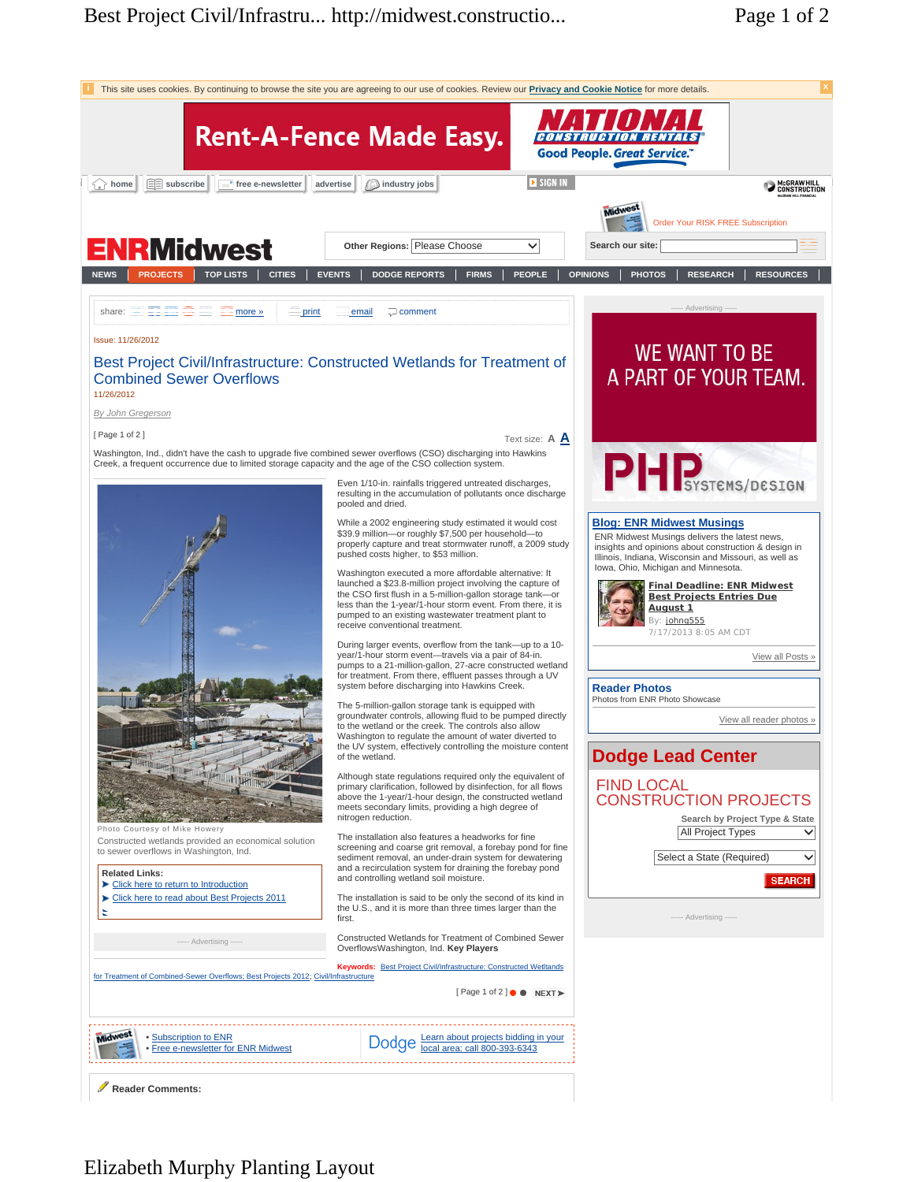This site uses cookies. By continuing to browse the site you are agreeing to our use of cookies. Review our Privacy and Cookie Notice for more details.

Rent-A-Fence Made Easy. NATIONAL CONSTRUCTION RENTALS Good People. Great Service.

home | subscribe | free e-newsletter | advertise | industry jobs | SIGN IN

Order Your RISK FREE Subscription

# ENRMidwest

Other Regions: Please Choose

Search our site:

NEWS | PROJECTS | TOP LISTS | CITIES | EVENTS | DODGE REPORTS | FIRMS | PEOPLE | OPINIONS | PHOTOS | RESEARCH | RESOURCES

share: more » print email comment

Issue: 11/26/2012

## Best Project Civil/Infrastructure: Constructed Wetlands for Treatment of Combined Sewer Overflows

11/26/2012

*By John Gregerson*

[ Page 1 of 2 ]

Text size: A A

Washington, Ind., didn't have the cash to upgrade five combined sewer overflows (CSO) discharging into Hawkins Creek, a frequent occurrence due to limited storage capacity and the age of the CSO collection system.

Photo Courtesy of Mike Howery

Constructed wetlands provided an economical solution to sewer overflows in Washington, Ind.

**Related Links:**
- Click here to return to Introduction
- Click here to read about Best Projects 2011

----- Advertising -----

Even 1/10-in. rainfalls triggered untreated discharges, resulting in the accumulation of pollutants once discharge pooled and dried.

While a 2002 engineering study estimated it would cost $39.9 million—or roughly $7,500 per household—to properly capture and treat stormwater runoff, a 2009 study pushed costs higher, to $53 million.

Washington executed a more affordable alternative: It launched a $23.8-million project involving the capture of the CSO first flush in a 5-million-gallon storage tank—or less than the 1-year/1-hour storm event. From there, it is pumped to an existing wastewater treatment plant to receive conventional treatment.

During larger events, overflow from the tank—up to a 10-year/1-hour storm event—travels via a pair of 84-in. pumps to a 21-million-gallon, 27-acre constructed wetland for treatment. From there, effluent passes through a UV system before discharging into Hawkins Creek.

The 5-million-gallon storage tank is equipped with groundwater controls, allowing fluid to be pumped directly to the wetland or the creek. The controls also allow Washington to regulate the amount of water diverted to the UV system, effectively controlling the moisture content of the wetland.

Although state regulations required only the equivalent of primary clarification, followed by disinfection, for all flows above the 1-year/1-hour design, the constructed wetland meets secondary limits, providing a high degree of nitrogen reduction.

The installation also features a headworks for fine screening and coarse grit removal, a forebay pond for fine sediment removal, an under-drain system for dewatering and a recirculation system for draining the forebay pond and controlling wetland soil moisture.

The installation is said to be only the second of its kind in the U.S., and it is more than three times larger than the first.

Constructed Wetlands for Treatment of Combined Sewer OverflowsWashington, Ind. **Key Players**

**Keywords:** Best Project Civil/Infrastructure: Constructed Wetlands for Treatment of Combined-Sewer Overflows; Best Projects 2012; Civil/Infrastructure

[ Page 1 of 2 ] NEXT ➤

- Subscription to ENR
- Free e-newsletter for ENR Midwest

Dodge — Learn about projects bidding in your local area: call 800-393-6343

**Reader Comments:**

----- Advertising -----

WE WANT TO BE A PART OF YOUR TEAM. PHP SYSTEMS/DESIGN

### Blog: ENR Midwest Musings

ENR Midwest Musings delivers the latest news, insights and opinions about construction & design in Illinois, Indiana, Wisconsin and Missouri, as well as Iowa, Ohio, Michigan and Minnesota.

**Final Deadline: ENR Midwest Best Projects Entries Due August 1**
By: johng555
7/17/2013 8:05 AM CDT

View all Posts »

### Reader Photos

Photos from ENR Photo Showcase

View all reader photos »

### Dodge Lead Center

FIND LOCAL CONSTRUCTION PROJECTS

Search by Project Type & State

All Project Types

Select a State (Required)

SEARCH

----- Advertising -----

Elizabeth Murphy Planting Layout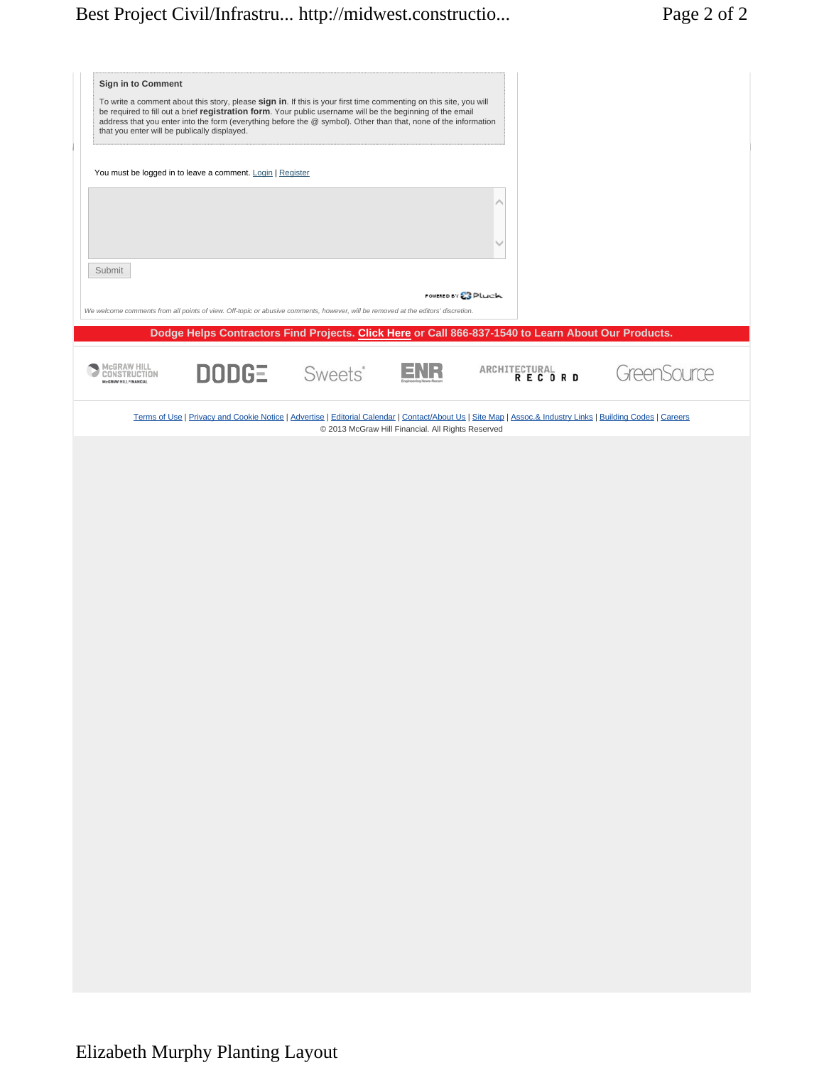**Sign in to Comment**

To write a comment about this story, please **sign in**. If this is your first time commenting on this site, you will be required to fill out a brief **registration form**. Your public username will be the beginning of the email address that you enter into the form (everything before the @ symbol). Other than that, none of the information that you enter will be publically displayed.

You must be logged in to leave a comment. Login | Register

Submit

POWERED BY Pluck

*We welcome comments from all points of view. Off-topic or abusive comments, however, will be removed at the editors' discretion.*

**Dodge Helps Contractors Find Projects. Click Here or Call 866-837-1540 to Learn About Our Products.**

McGRAW HILL CONSTRUCTION | DODGE | Sweets | ENR | ARCHITECTURAL RECORD | GreenSource

Terms of Use | Privacy and Cookie Notice | Advertise | Editorial Calendar | Contact/About Us | Site Map | Assoc.& Industry Links | Building Codes | Careers

© 2013 McGraw Hill Financial. All Rights Reserved

Elizabeth Murphy Planting Layout